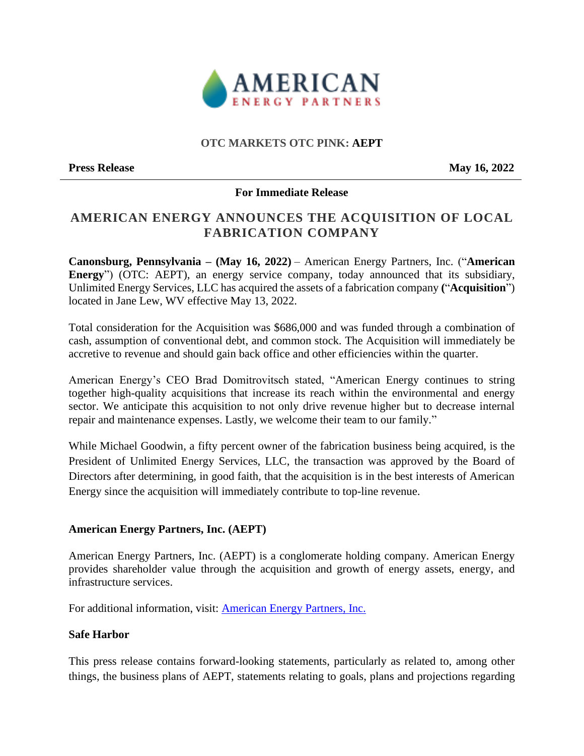AMERICAN ENERGY PARTNERS

**OTC MARKETS OTC PINK: AEPT**

**Press Release** **May 16, 2022**

**For Immediate Release**

# AMERICAN ENERGY ANNOUNCES THE ACQUISITION OF LOCAL FABRICATION COMPANY

**Canonsburg, Pennsylvania – (May 16, 2022)** – American Energy Partners, Inc. ("**American Energy**") (OTC: AEPT), an energy service company, today announced that its subsidiary, Unlimited Energy Services, LLC has acquired the assets of a fabrication company **(**"**Acquisition**") located in Jane Lew, WV effective May 13, 2022.

Total consideration for the Acquisition was $686,000 and was funded through a combination of cash, assumption of conventional debt, and common stock. The Acquisition will immediately be accretive to revenue and should gain back office and other efficiencies within the quarter.

American Energy's CEO Brad Domitrovitsch stated, "American Energy continues to string together high-quality acquisitions that increase its reach within the environmental and energy sector. We anticipate this acquisition to not only drive revenue higher but to decrease internal repair and maintenance expenses. Lastly, we welcome their team to our family."

While Michael Goodwin, a fifty percent owner of the fabrication business being acquired, is the President of Unlimited Energy Services, LLC, the transaction was approved by the Board of Directors after determining, in good faith, that the acquisition is in the best interests of American Energy since the acquisition will immediately contribute to top-line revenue.

### American Energy Partners, Inc. (AEPT)

American Energy Partners, Inc. (AEPT) is a conglomerate holding company. American Energy provides shareholder value through the acquisition and growth of energy assets, energy, and infrastructure services.

For additional information, visit: American Energy Partners, Inc.

### Safe Harbor

This press release contains forward-looking statements, particularly as related to, among other things, the business plans of AEPT, statements relating to goals, plans and projections regarding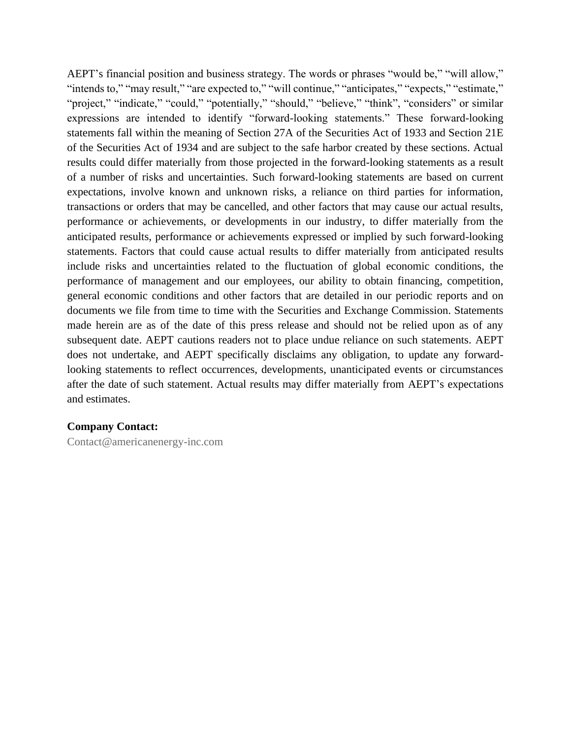AEPT's financial position and business strategy. The words or phrases "would be," "will allow," "intends to," "may result," "are expected to," "will continue," "anticipates," "expects," "estimate," "project," "indicate," "could," "potentially," "should," "believe," "think", "considers" or similar expressions are intended to identify "forward-looking statements." These forward-looking statements fall within the meaning of Section 27A of the Securities Act of 1933 and Section 21E of the Securities Act of 1934 and are subject to the safe harbor created by these sections. Actual results could differ materially from those projected in the forward-looking statements as a result of a number of risks and uncertainties. Such forward-looking statements are based on current expectations, involve known and unknown risks, a reliance on third parties for information, transactions or orders that may be cancelled, and other factors that may cause our actual results, performance or achievements, or developments in our industry, to differ materially from the anticipated results, performance or achievements expressed or implied by such forward-looking statements. Factors that could cause actual results to differ materially from anticipated results include risks and uncertainties related to the fluctuation of global economic conditions, the performance of management and our employees, our ability to obtain financing, competition, general economic conditions and other factors that are detailed in our periodic reports and on documents we file from time to time with the Securities and Exchange Commission. Statements made herein are as of the date of this press release and should not be relied upon as of any subsequent date. AEPT cautions readers not to place undue reliance on such statements. AEPT does not undertake, and AEPT specifically disclaims any obligation, to update any forward-looking statements to reflect occurrences, developments, unanticipated events or circumstances after the date of such statement. Actual results may differ materially from AEPT's expectations and estimates.

**Company Contact:**

Contact@americanenergy-inc.com